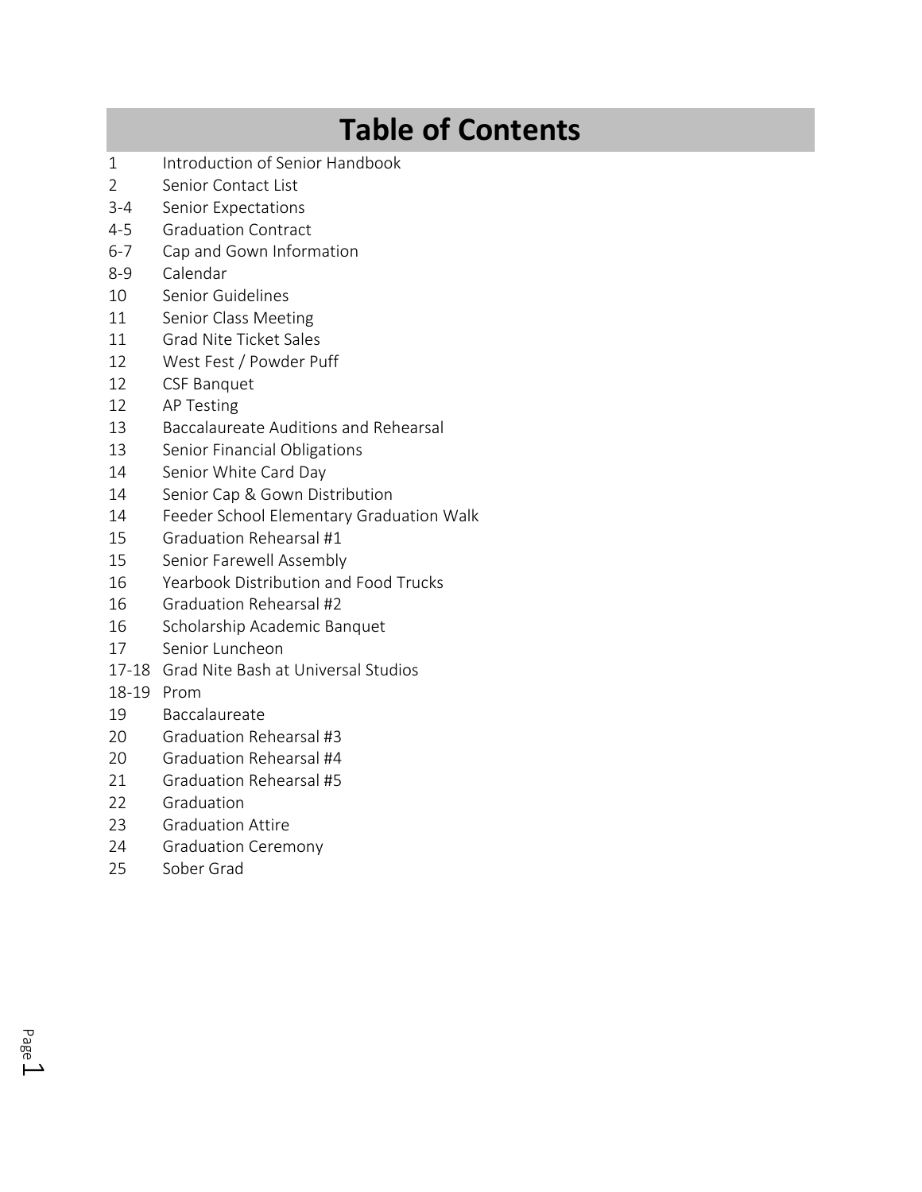# Table of Contents

| Page | Section |
|---|---|
| 1 | Introduction of Senior Handbook |
| 2 | Senior Contact List |
| 3-4 | Senior Expectations |
| 4-5 | Graduation Contract |
| 6-7 | Cap and Gown Information |
| 8-9 | Calendar |
| 10 | Senior Guidelines |
| 11 | Senior Class Meeting |
| 11 | Grad Nite Ticket Sales |
| 12 | West Fest / Powder Puff |
| 12 | CSF Banquet |
| 12 | AP Testing |
| 13 | Baccalaureate Auditions and Rehearsal |
| 13 | Senior Financial Obligations |
| 14 | Senior White Card Day |
| 14 | Senior Cap & Gown Distribution |
| 14 | Feeder School Elementary Graduation Walk |
| 15 | Graduation Rehearsal #1 |
| 15 | Senior Farewell Assembly |
| 16 | Yearbook Distribution and Food Trucks |
| 16 | Graduation Rehearsal #2 |
| 16 | Scholarship Academic Banquet |
| 17 | Senior Luncheon |
| 17-18 | Grad Nite Bash at Universal Studios |
| 18-19 | Prom |
| 19 | Baccalaureate |
| 20 | Graduation Rehearsal #3 |
| 20 | Graduation Rehearsal #4 |
| 21 | Graduation Rehearsal #5 |
| 22 | Graduation |
| 23 | Graduation Attire |
| 24 | Graduation Ceremony |
| 25 | Sober Grad |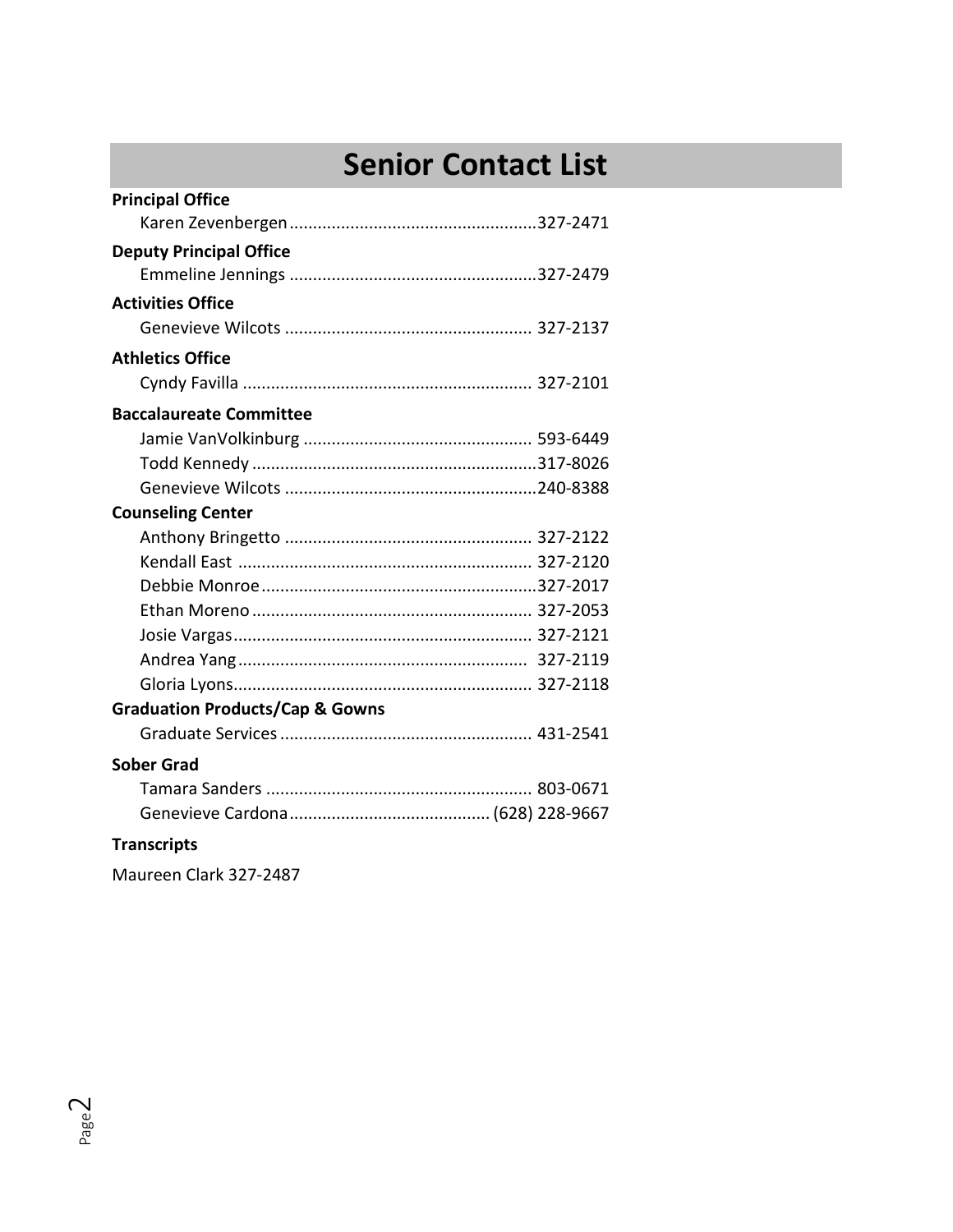# Senior Contact List

**Principal Office**

Karen Zevenbergen....................................................327-2471

**Deputy Principal Office**

Emmeline Jennings ....................................................327-2479

**Activities Office**

Genevieve Wilcots .................................................... 327-2137

**Athletics Office**

Cyndy Favilla ............................................................ 327-2101

**Baccalaureate Committee**

Jamie VanVolkinburg ................................................ 593-6449
Todd Kennedy ............................................................317-8026
Genevieve Wilcots .....................................................240-8388

**Counseling Center**

Anthony Bringetto .................................................... 327-2122
Kendall East .............................................................. 327-2120
Debbie Monroe..........................................................327-2017
Ethan Moreno ........................................................... 327-2053
Josie Vargas............................................................... 327-2121
Andrea Yang ............................................................. 327-2119
Gloria Lyons............................................................... 327-2118

**Graduation Products/Cap & Gowns**

Graduate Services ..................................................... 431-2541

**Sober Grad**

Tamara Sanders ......................................................... 803-0671
Genevieve Cardona.......................................... (628) 228-9667

**Transcripts**

Maureen Clark 327-2487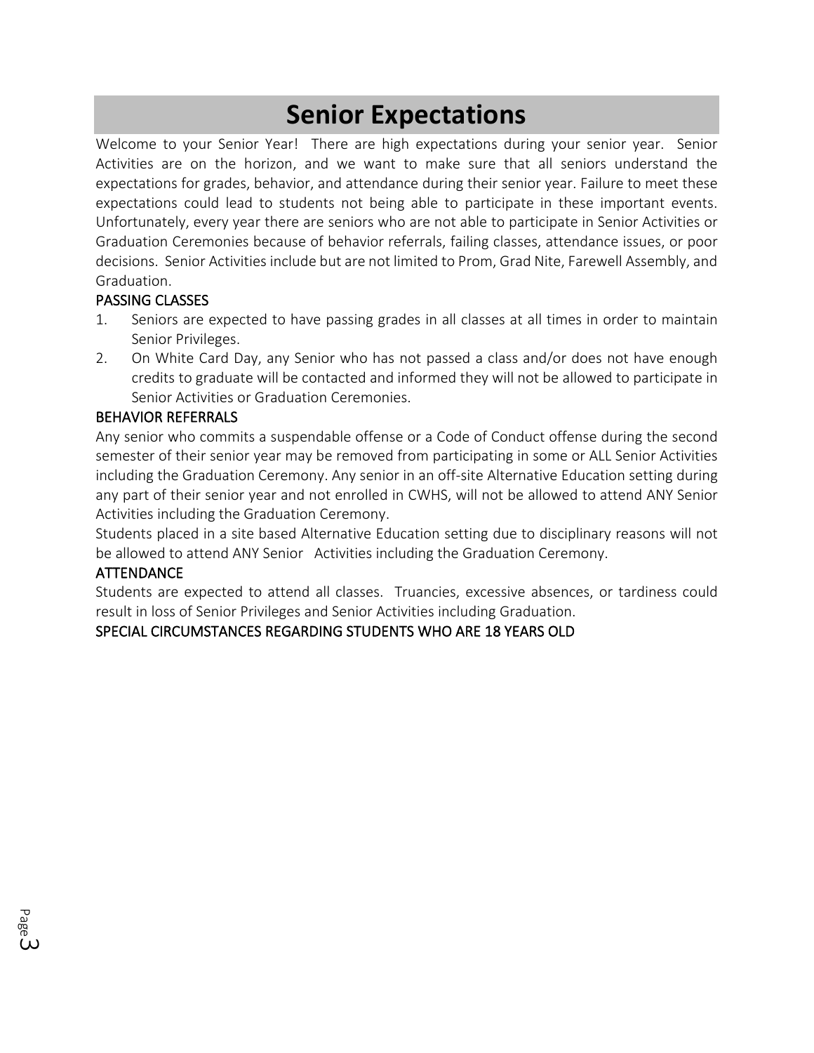# Senior Expectations

Welcome to your Senior Year! There are high expectations during your senior year. Senior Activities are on the horizon, and we want to make sure that all seniors understand the expectations for grades, behavior, and attendance during their senior year. Failure to meet these expectations could lead to students not being able to participate in these important events. Unfortunately, every year there are seniors who are not able to participate in Senior Activities or Graduation Ceremonies because of behavior referrals, failing classes, attendance issues, or poor decisions. Senior Activities include but are not limited to Prom, Grad Nite, Farewell Assembly, and Graduation.

## PASSING CLASSES

1. Seniors are expected to have passing grades in all classes at all times in order to maintain Senior Privileges.
2. On White Card Day, any Senior who has not passed a class and/or does not have enough credits to graduate will be contacted and informed they will not be allowed to participate in Senior Activities or Graduation Ceremonies.

## BEHAVIOR REFERRALS

Any senior who commits a suspendable offense or a Code of Conduct offense during the second semester of their senior year may be removed from participating in some or ALL Senior Activities including the Graduation Ceremony. Any senior in an off-site Alternative Education setting during any part of their senior year and not enrolled in CWHS, will not be allowed to attend ANY Senior Activities including the Graduation Ceremony.

Students placed in a site based Alternative Education setting due to disciplinary reasons will not be allowed to attend ANY Senior Activities including the Graduation Ceremony.

## ATTENDANCE

Students are expected to attend all classes. Truancies, excessive absences, or tardiness could result in loss of Senior Privileges and Senior Activities including Graduation.

## SPECIAL CIRCUMSTANCES REGARDING STUDENTS WHO ARE 18 YEARS OLD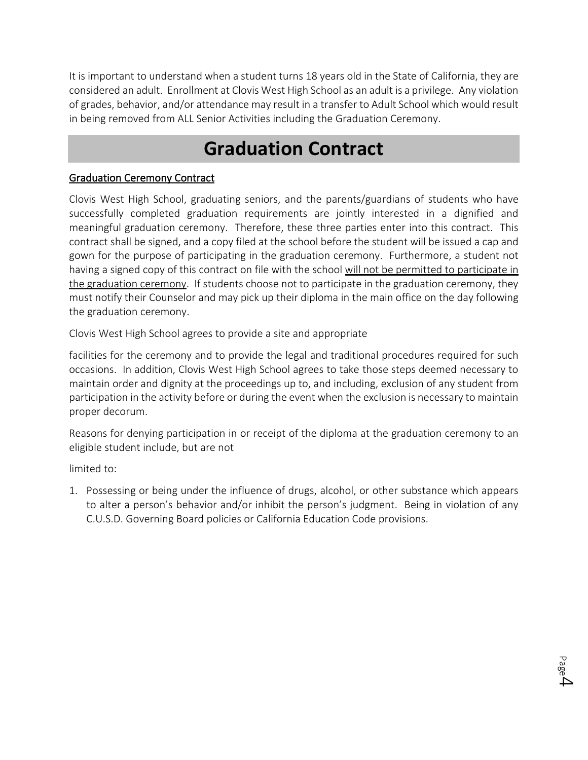It is important to understand when a student turns 18 years old in the State of California, they are considered an adult. Enrollment at Clovis West High School as an adult is a privilege. Any violation of grades, behavior, and/or attendance may result in a transfer to Adult School which would result in being removed from ALL Senior Activities including the Graduation Ceremony.

# Graduation Contract

<u>Graduation Ceremony Contract</u>

Clovis West High School, graduating seniors, and the parents/guardians of students who have successfully completed graduation requirements are jointly interested in a dignified and meaningful graduation ceremony. Therefore, these three parties enter into this contract. This contract shall be signed, and a copy filed at the school before the student will be issued a cap and gown for the purpose of participating in the graduation ceremony. Furthermore, a student not having a signed copy of this contract on file with the school <u>will not be permitted to participate in the graduation ceremony</u>. If students choose not to participate in the graduation ceremony, they must notify their Counselor and may pick up their diploma in the main office on the day following the graduation ceremony.

Clovis West High School agrees to provide a site and appropriate

facilities for the ceremony and to provide the legal and traditional procedures required for such occasions. In addition, Clovis West High School agrees to take those steps deemed necessary to maintain order and dignity at the proceedings up to, and including, exclusion of any student from participation in the activity before or during the event when the exclusion is necessary to maintain proper decorum.

Reasons for denying participation in or receipt of the diploma at the graduation ceremony to an eligible student include, but are not

limited to:

1. Possessing or being under the influence of drugs, alcohol, or other substance which appears to alter a person's behavior and/or inhibit the person's judgment. Being in violation of any C.U.S.D. Governing Board policies or California Education Code provisions.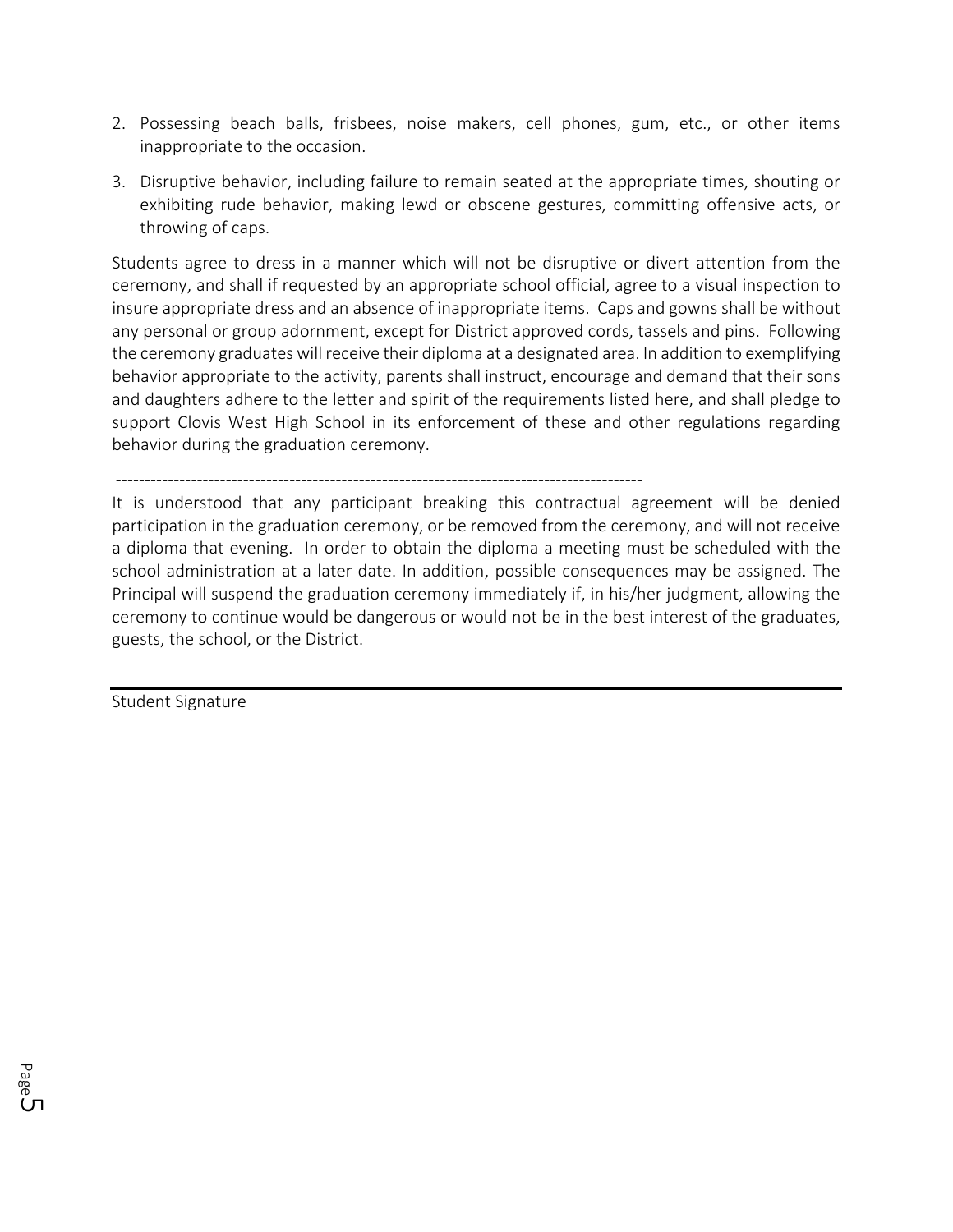2. Possessing beach balls, frisbees, noise makers, cell phones, gum, etc., or other items inappropriate to the occasion.
3. Disruptive behavior, including failure to remain seated at the appropriate times, shouting or exhibiting rude behavior, making lewd or obscene gestures, committing offensive acts, or throwing of caps.

Students agree to dress in a manner which will not be disruptive or divert attention from the ceremony, and shall if requested by an appropriate school official, agree to a visual inspection to insure appropriate dress and an absence of inappropriate items. Caps and gowns shall be without any personal or group adornment, except for District approved cords, tassels and pins. Following the ceremony graduates will receive their diploma at a designated area. In addition to exemplifying behavior appropriate to the activity, parents shall instruct, encourage and demand that their sons and daughters adhere to the letter and spirit of the requirements listed here, and shall pledge to support Clovis West High School in its enforcement of these and other regulations regarding behavior during the graduation ceremony.

---

It is understood that any participant breaking this contractual agreement will be denied participation in the graduation ceremony, or be removed from the ceremony, and will not receive a diploma that evening. In order to obtain the diploma a meeting must be scheduled with the school administration at a later date. In addition, possible consequences may be assigned. The Principal will suspend the graduation ceremony immediately if, in his/her judgment, allowing the ceremony to continue would be dangerous or would not be in the best interest of the graduates, guests, the school, or the District.

______________________________________________

Student Signature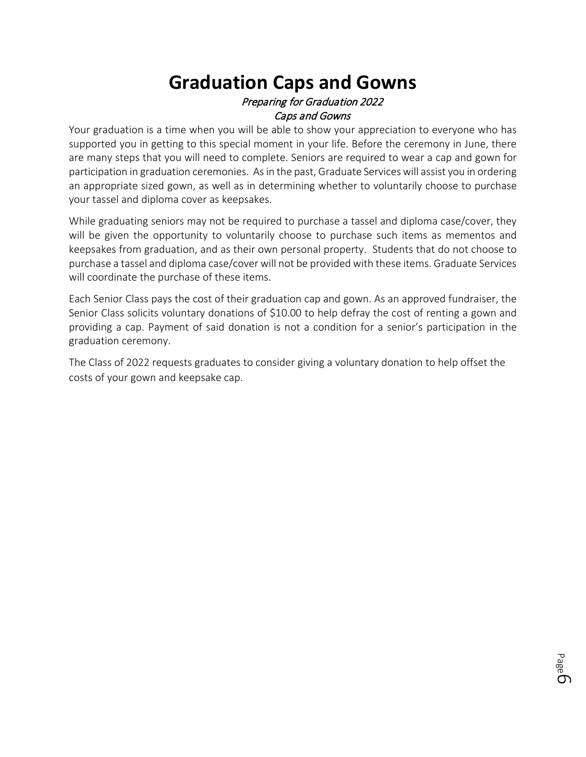# Graduation Caps and Gowns

*Preparing for Graduation 2022*

*Caps and Gowns*

Your graduation is a time when you will be able to show your appreciation to everyone who has supported you in getting to this special moment in your life. Before the ceremony in June, there are many steps that you will need to complete. Seniors are required to wear a cap and gown for participation in graduation ceremonies. As in the past, Graduate Services will assist you in ordering an appropriate sized gown, as well as in determining whether to voluntarily choose to purchase your tassel and diploma cover as keepsakes.

While graduating seniors may not be required to purchase a tassel and diploma case/cover, they will be given the opportunity to voluntarily choose to purchase such items as mementos and keepsakes from graduation, and as their own personal property. Students that do not choose to purchase a tassel and diploma case/cover will not be provided with these items. Graduate Services will coordinate the purchase of these items.

Each Senior Class pays the cost of their graduation cap and gown. As an approved fundraiser, the Senior Class solicits voluntary donations of $10.00 to help defray the cost of renting a gown and providing a cap. Payment of said donation is not a condition for a senior's participation in the graduation ceremony.

The Class of 2022 requests graduates to consider giving a voluntary donation to help offset the costs of your gown and keepsake cap.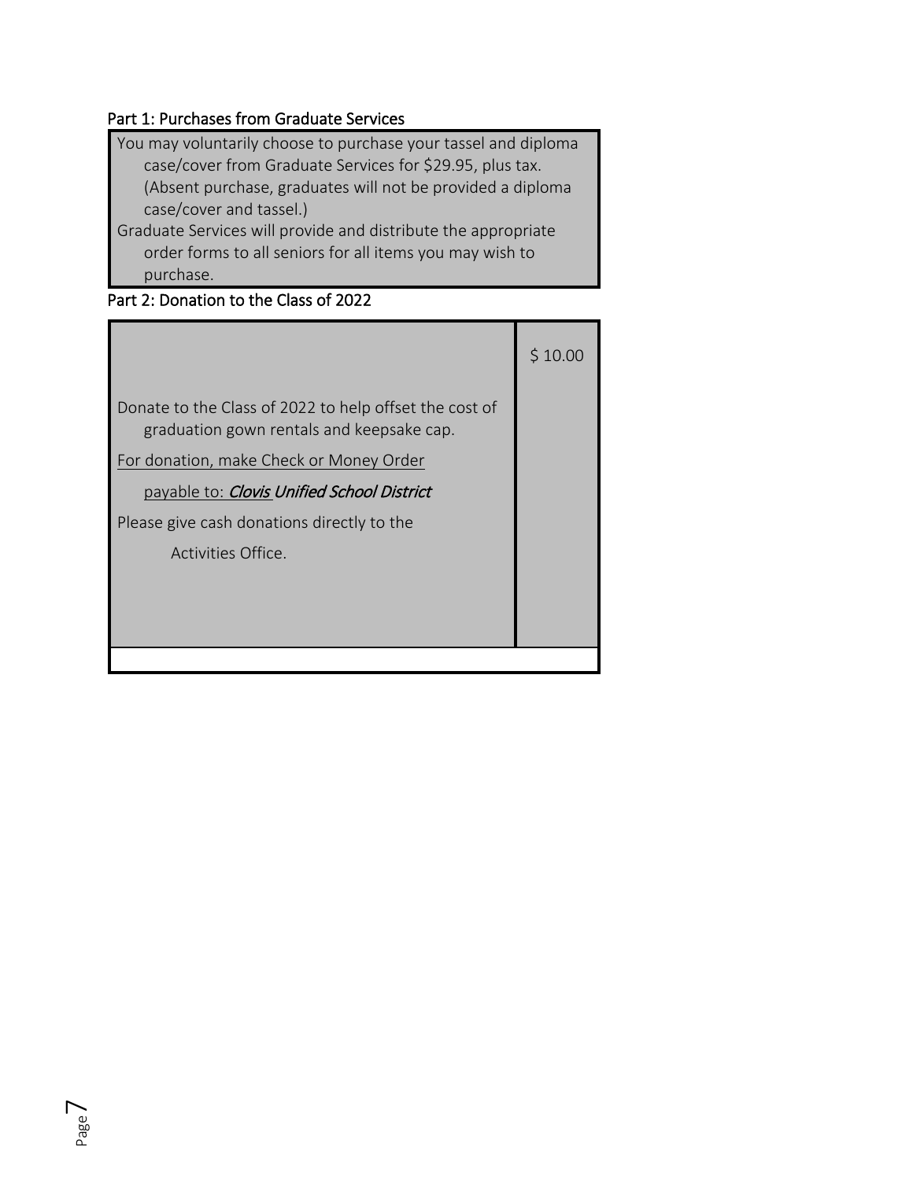## Part 1: Purchases from Graduate Services

You may voluntarily choose to purchase your tassel and diploma case/cover from Graduate Services for $29.95, plus tax. (Absent purchase, graduates will not be provided a diploma case/cover and tassel.)

Graduate Services will provide and distribute the appropriate order forms to all seniors for all items you may wish to purchase.

## Part 2: Donation to the Class of 2022

| Donation | Amount |
| --- | --- |
| Donate to the Class of 2022 to help offset the cost of graduation gown rentals and keepsake cap.<br><br>For donation, make Check or Money Order payable to: ***Clovis Unified School District***<br><br>Please give cash donations directly to the Activities Office. | $ 10.00 |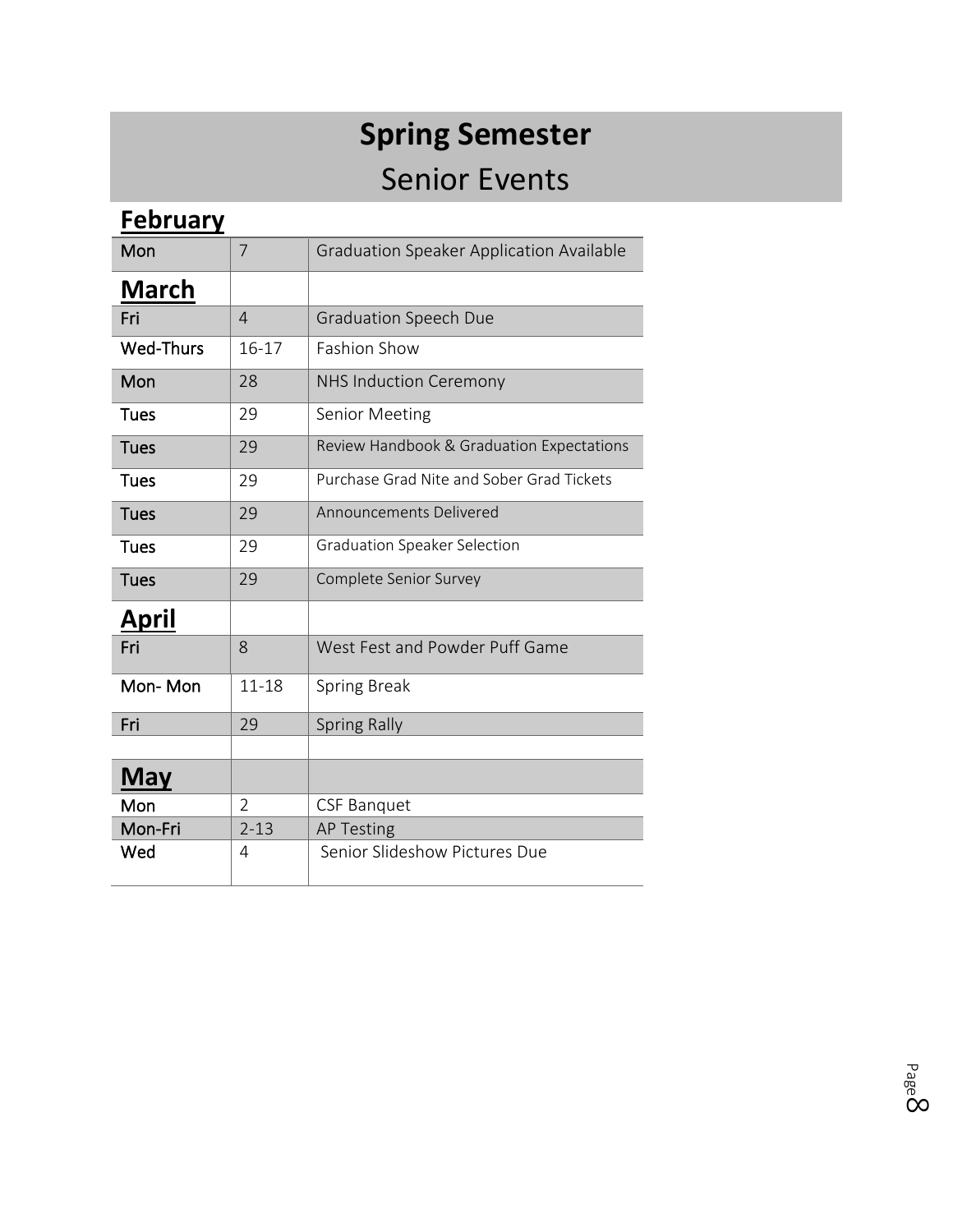# Spring Semester
## Senior Events

### February

| | | |
|---|---|---|
| Mon | 7 | Graduation Speaker Application Available |
| **March** | | |
| Fri | 4 | Graduation Speech Due |
| Wed-Thurs | 16-17 | Fashion Show |
| Mon | 28 | NHS Induction Ceremony |
| Tues | 29 | Senior Meeting |
| Tues | 29 | Review Handbook & Graduation Expectations |
| Tues | 29 | Purchase Grad Nite and Sober Grad Tickets |
| Tues | 29 | Announcements Delivered |
| Tues | 29 | Graduation Speaker Selection |
| Tues | 29 | Complete Senior Survey |
| **April** | | |
| Fri | 8 | West Fest and Powder Puff Game |
| Mon- Mon | 11-18 | Spring Break |
| Fri | 29 | Spring Rally |
| | | |
| **May** | | |
| Mon | 2 | CSF Banquet |
| Mon-Fri | 2-13 | AP Testing |
| Wed | 4 | Senior Slideshow Pictures Due |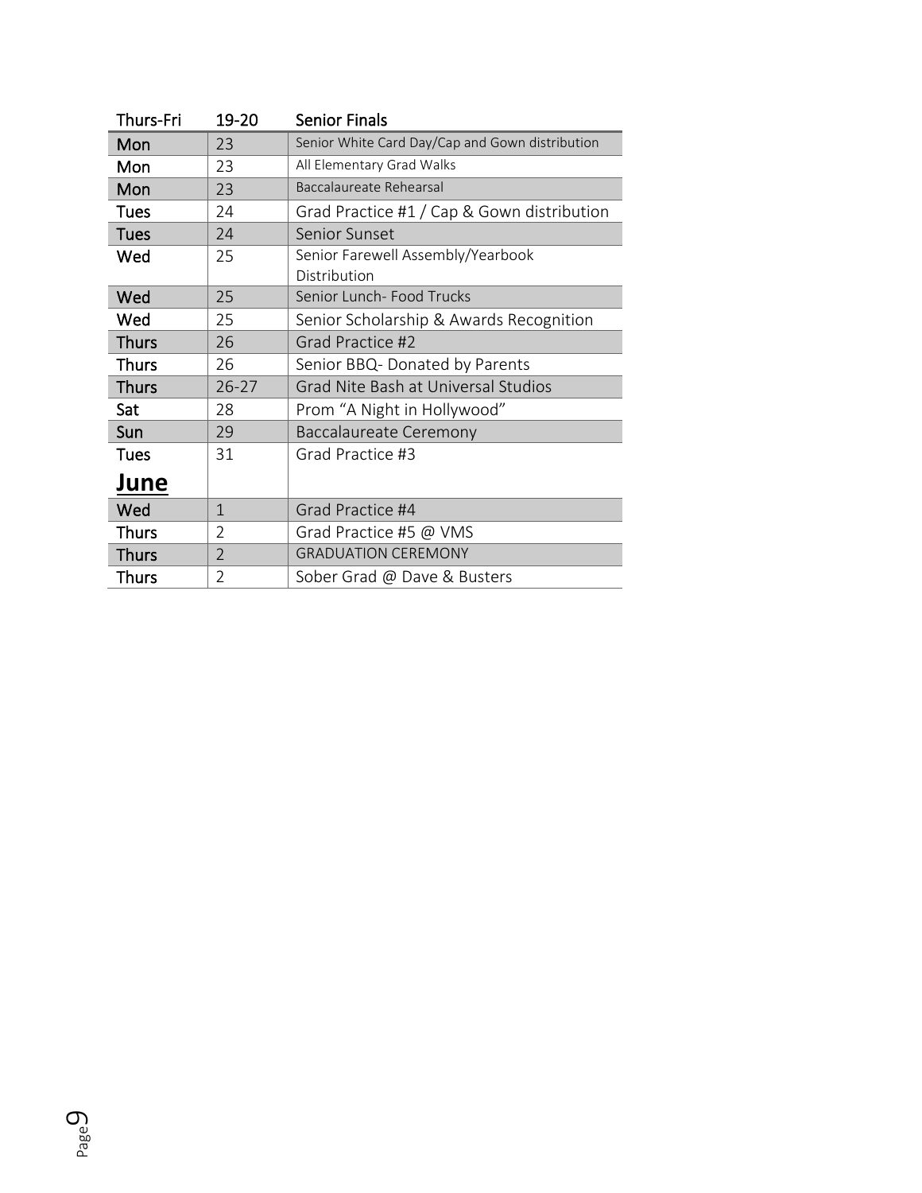| Thurs-Fri | 19-20 | Senior Finals |
| --- | --- | --- |
| Mon | 23 | Senior White Card Day/Cap and Gown distribution |
| Mon | 23 | All Elementary Grad Walks |
| Mon | 23 | Baccalaureate Rehearsal |
| Tues | 24 | Grad Practice #1 / Cap & Gown distribution |
| Tues | 24 | Senior Sunset |
| Wed | 25 | Senior Farewell Assembly/Yearbook Distribution |
| Wed | 25 | Senior Lunch- Food Trucks |
| Wed | 25 | Senior Scholarship & Awards Recognition |
| Thurs | 26 | Grad Practice #2 |
| Thurs | 26 | Senior BBQ- Donated by Parents |
| Thurs | 26-27 | Grad Nite Bash at Universal Studios |
| Sat | 28 | Prom “A Night in Hollywood” |
| Sun | 29 | Baccalaureate Ceremony |
| Tues | 31 | Grad Practice #3 |
| **June** | | |
| Wed | 1 | Grad Practice #4 |
| Thurs | 2 | Grad Practice #5 @ VMS |
| Thurs | 2 | GRADUATION CEREMONY |
| Thurs | 2 | Sober Grad @ Dave & Busters |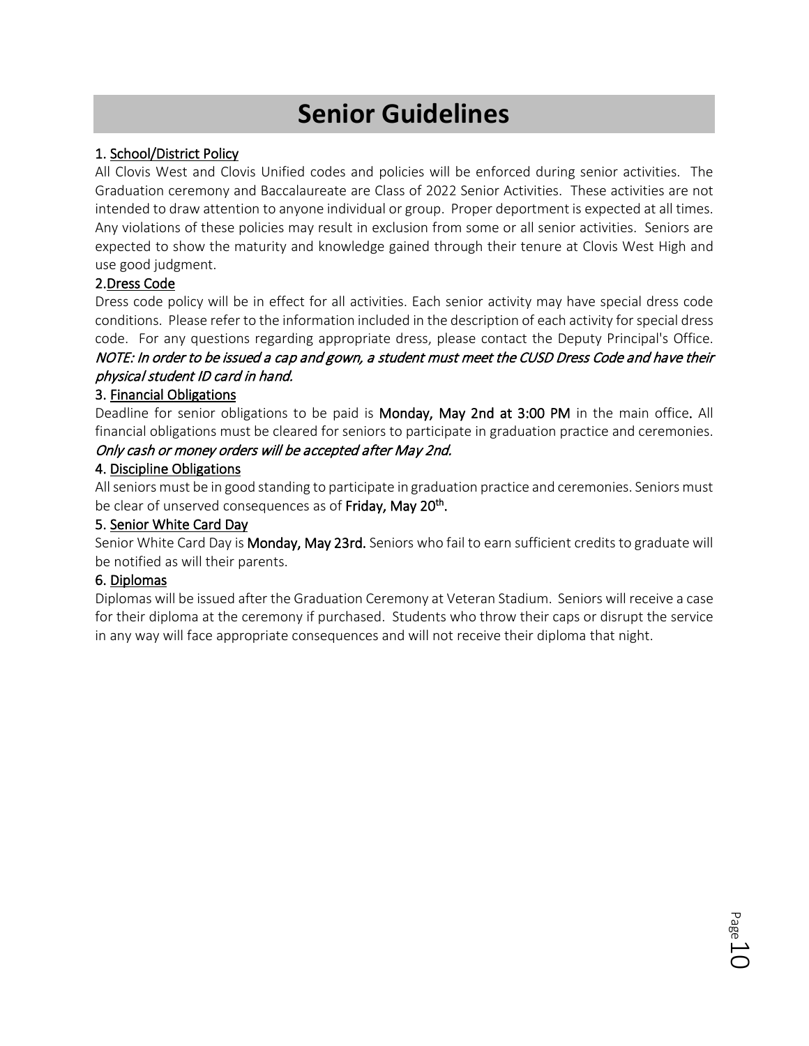# Senior Guidelines

### 1. School/District Policy

All Clovis West and Clovis Unified codes and policies will be enforced during senior activities. The Graduation ceremony and Baccalaureate are Class of 2022 Senior Activities. These activities are not intended to draw attention to anyone individual or group. Proper deportment is expected at all times. Any violations of these policies may result in exclusion from some or all senior activities. Seniors are expected to show the maturity and knowledge gained through their tenure at Clovis West High and use good judgment.

### 2. Dress Code

Dress code policy will be in effect for all activities. Each senior activity may have special dress code conditions. Please refer to the information included in the description of each activity for special dress code. For any questions regarding appropriate dress, please contact the Deputy Principal's Office.

*NOTE: In order to be issued a cap and gown, a student must meet the CUSD Dress Code and have their physical student ID card in hand.*

### 3. Financial Obligations

Deadline for senior obligations to be paid is **Monday, May 2nd at 3:00 PM** in the main office**.** All financial obligations must be cleared for seniors to participate in graduation practice and ceremonies.

*Only cash or money orders will be accepted after May 2nd.*

### 4. Discipline Obligations

All seniors must be in good standing to participate in graduation practice and ceremonies. Seniors must be clear of unserved consequences as of **Friday, May 20th.**

### 5. Senior White Card Day

Senior White Card Day is **Monday, May 23rd.** Seniors who fail to earn sufficient credits to graduate will be notified as will their parents.

### 6. Diplomas

Diplomas will be issued after the Graduation Ceremony at Veteran Stadium. Seniors will receive a case for their diploma at the ceremony if purchased. Students who throw their caps or disrupt the service in any way will face appropriate consequences and will not receive their diploma that night.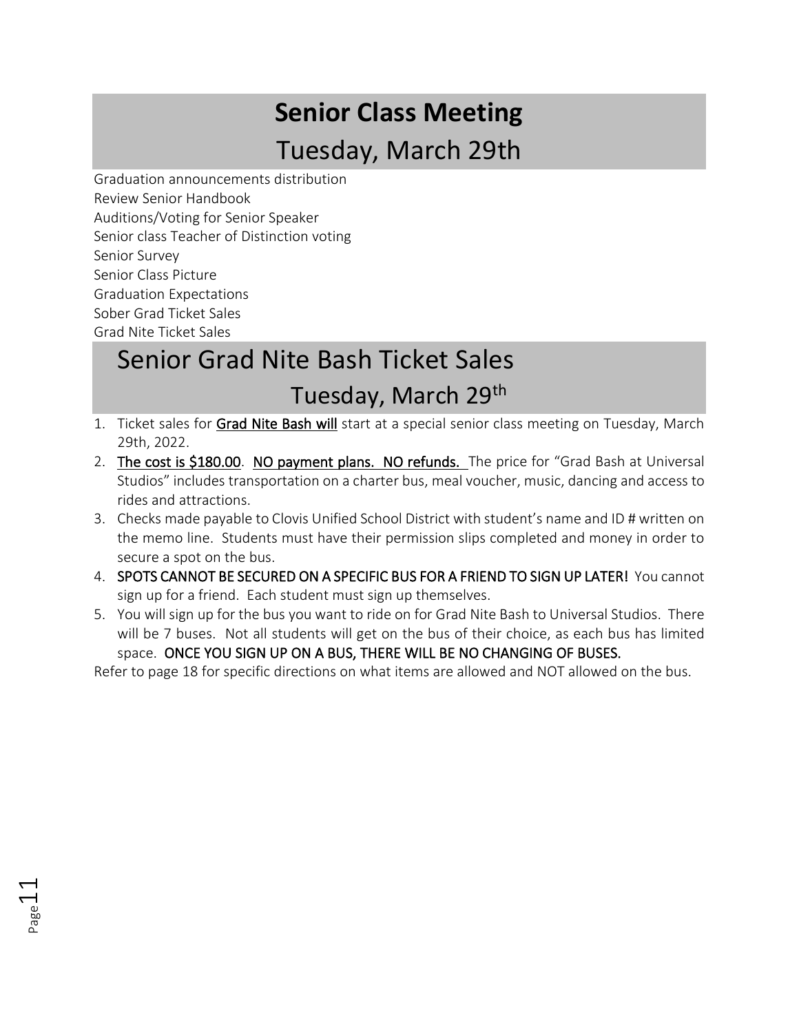# Senior Class Meeting

## Tuesday, March 29th

Graduation announcements distribution
Review Senior Handbook
Auditions/Voting for Senior Speaker
Senior class Teacher of Distinction voting
Senior Survey
Senior Class Picture
Graduation Expectations
Sober Grad Ticket Sales
Grad Nite Ticket Sales

# Senior Grad Nite Bash Ticket Sales

## Tuesday, March 29th

1. Ticket sales for **Grad Nite Bash will** start at a special senior class meeting on Tuesday, March 29th, 2022.
2. **The cost is $180.00**. **NO payment plans. NO refunds.** The price for "Grad Bash at Universal Studios" includes transportation on a charter bus, meal voucher, music, dancing and access to rides and attractions.
3. Checks made payable to Clovis Unified School District with student's name and ID # written on the memo line. Students must have their permission slips completed and money in order to secure a spot on the bus.
4. **SPOTS CANNOT BE SECURED ON A SPECIFIC BUS FOR A FRIEND TO SIGN UP LATER!** You cannot sign up for a friend. Each student must sign up themselves.
5. You will sign up for the bus you want to ride on for Grad Nite Bash to Universal Studios. There will be 7 buses. Not all students will get on the bus of their choice, as each bus has limited space. **ONCE YOU SIGN UP ON A BUS, THERE WILL BE NO CHANGING OF BUSES.**

Refer to page 18 for specific directions on what items are allowed and NOT allowed on the bus.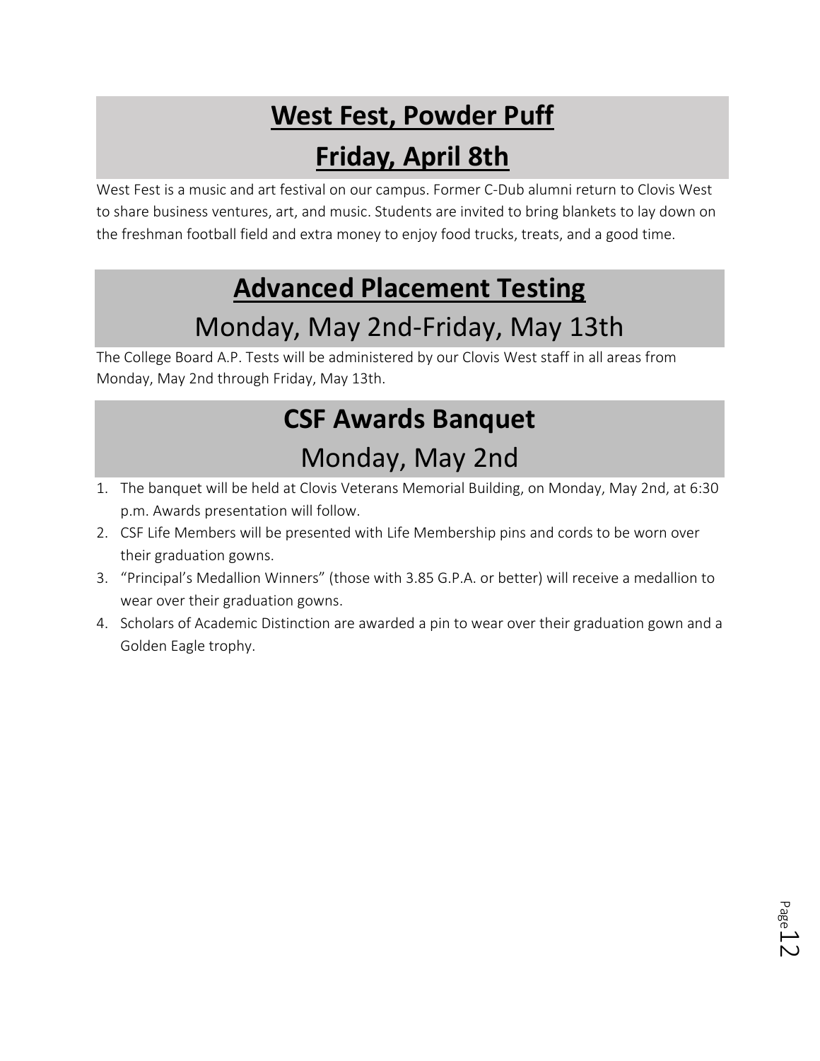## **West Fest, Powder Puff**

## **Friday, April 8th**

West Fest is a music and art festival on our campus. Former C-Dub alumni return to Clovis West to share business ventures, art, and music. Students are invited to bring blankets to lay down on the freshman football field and extra money to enjoy food trucks, treats, and a good time.

## **Advanced Placement Testing**

## Monday, May 2nd-Friday, May 13th

The College Board A.P. Tests will be administered by our Clovis West staff in all areas from Monday, May 2nd through Friday, May 13th.

## **CSF Awards Banquet**

## Monday, May 2nd

1. The banquet will be held at Clovis Veterans Memorial Building, on Monday, May 2nd, at 6:30 p.m. Awards presentation will follow.
2. CSF Life Members will be presented with Life Membership pins and cords to be worn over their graduation gowns.
3. "Principal's Medallion Winners" (those with 3.85 G.P.A. or better) will receive a medallion to wear over their graduation gowns.
4. Scholars of Academic Distinction are awarded a pin to wear over their graduation gown and a Golden Eagle trophy.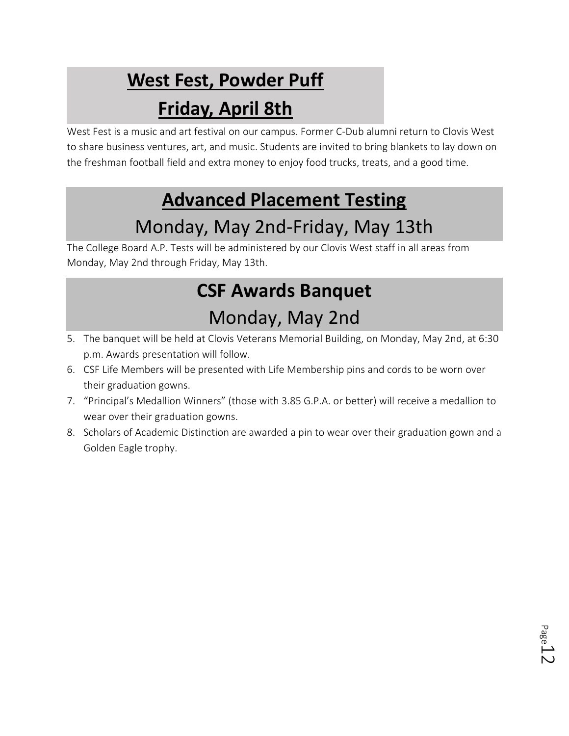## West Fest, Powder Puff

## Friday, April 8th

West Fest is a music and art festival on our campus. Former C-Dub alumni return to Clovis West to share business ventures, art, and music. Students are invited to bring blankets to lay down on the freshman football field and extra money to enjoy food trucks, treats, and a good time.

## Advanced Placement Testing

## Monday, May 2nd-Friday, May 13th

The College Board A.P. Tests will be administered by our Clovis West staff in all areas from Monday, May 2nd through Friday, May 13th.

## CSF Awards Banquet

## Monday, May 2nd

5. The banquet will be held at Clovis Veterans Memorial Building, on Monday, May 2nd, at 6:30 p.m. Awards presentation will follow.
6. CSF Life Members will be presented with Life Membership pins and cords to be worn over their graduation gowns.
7. "Principal's Medallion Winners" (those with 3.85 G.P.A. or better) will receive a medallion to wear over their graduation gowns.
8. Scholars of Academic Distinction are awarded a pin to wear over their graduation gown and a Golden Eagle trophy.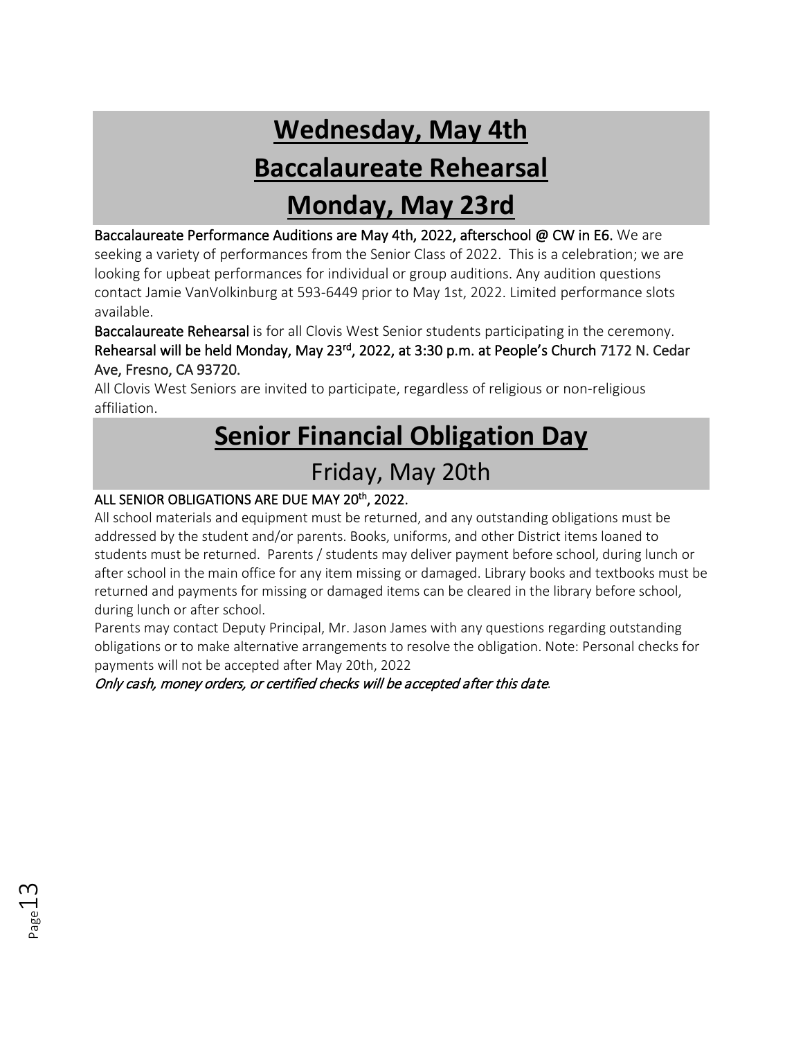# Wednesday, May 4th

# Baccalaureate Rehearsal

# Monday, May 23rd

**Baccalaureate Performance Auditions are May 4th, 2022, afterschool @ CW in E6.** We are seeking a variety of performances from the Senior Class of 2022. This is a celebration; we are looking for upbeat performances for individual or group auditions. Any audition questions contact Jamie VanVolkinburg at 593-6449 prior to May 1st, 2022. Limited performance slots available.

**Baccalaureate Rehearsal** is for all Clovis West Senior students participating in the ceremony. **Rehearsal will be held Monday, May 23rd, 2022, at 3:30 p.m. at People's Church** 7172 N. Cedar Ave, Fresno, CA 93720.

All Clovis West Seniors are invited to participate, regardless of religious or non-religious affiliation.

# Senior Financial Obligation Day

## Friday, May 20th

**ALL SENIOR OBLIGATIONS ARE DUE MAY 20th, 2022.**

All school materials and equipment must be returned, and any outstanding obligations must be addressed by the student and/or parents. Books, uniforms, and other District items loaned to students must be returned. Parents / students may deliver payment before school, during lunch or after school in the main office for any item missing or damaged. Library books and textbooks must be returned and payments for missing or damaged items can be cleared in the library before school, during lunch or after school.

Parents may contact Deputy Principal, Mr. Jason James with any questions regarding outstanding obligations or to make alternative arrangements to resolve the obligation. Note: Personal checks for payments will not be accepted after May 20th, 2022

*Only cash, money orders, or certified checks will be accepted after this date.*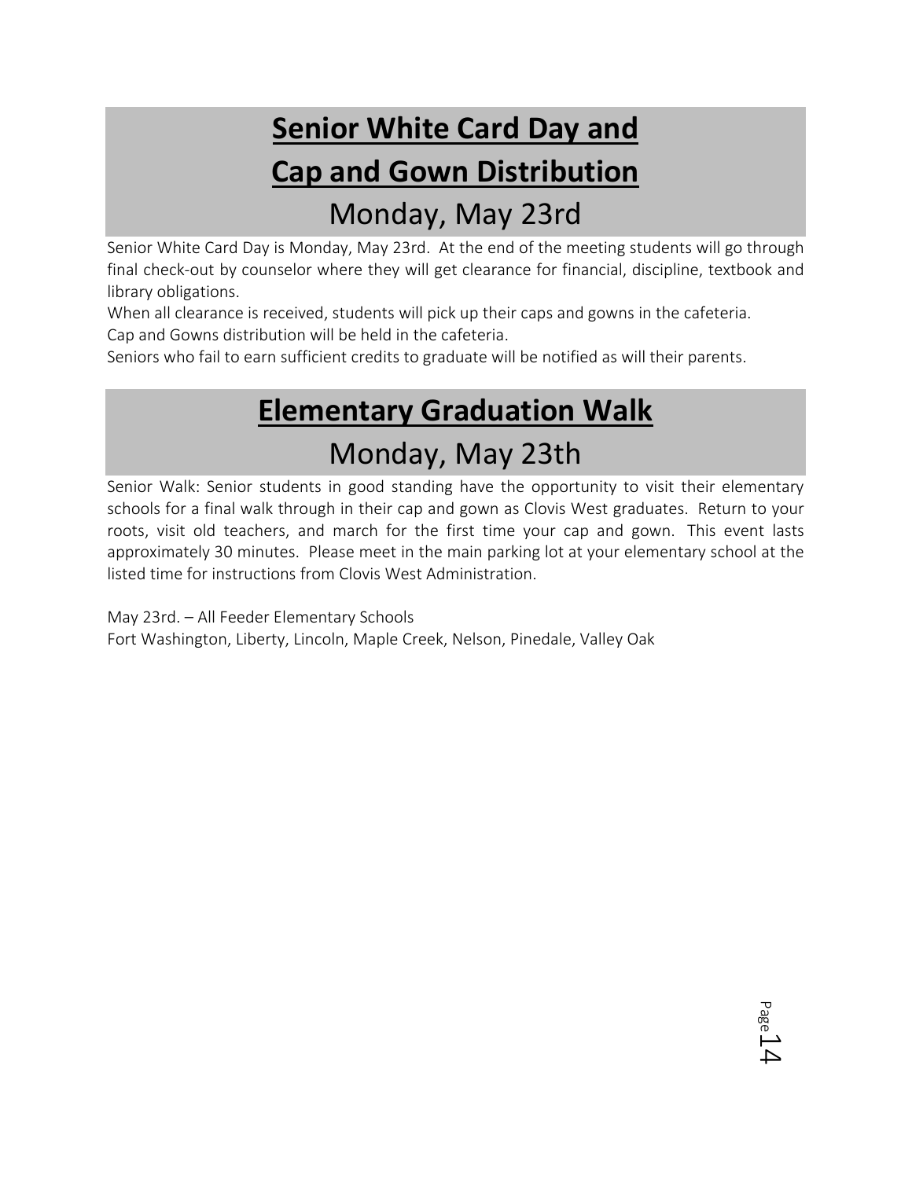# Senior White Card Day and Cap and Gown Distribution

## Monday, May 23rd

Senior White Card Day is Monday, May 23rd. At the end of the meeting students will go through final check-out by counselor where they will get clearance for financial, discipline, textbook and library obligations.

When all clearance is received, students will pick up their caps and gowns in the cafeteria.

Cap and Gowns distribution will be held in the cafeteria.

Seniors who fail to earn sufficient credits to graduate will be notified as will their parents.

# Elementary Graduation Walk

## Monday, May 23th

Senior Walk: Senior students in good standing have the opportunity to visit their elementary schools for a final walk through in their cap and gown as Clovis West graduates. Return to your roots, visit old teachers, and march for the first time your cap and gown. This event lasts approximately 30 minutes. Please meet in the main parking lot at your elementary school at the listed time for instructions from Clovis West Administration.

May 23rd. – All Feeder Elementary Schools
Fort Washington, Liberty, Lincoln, Maple Creek, Nelson, Pinedale, Valley Oak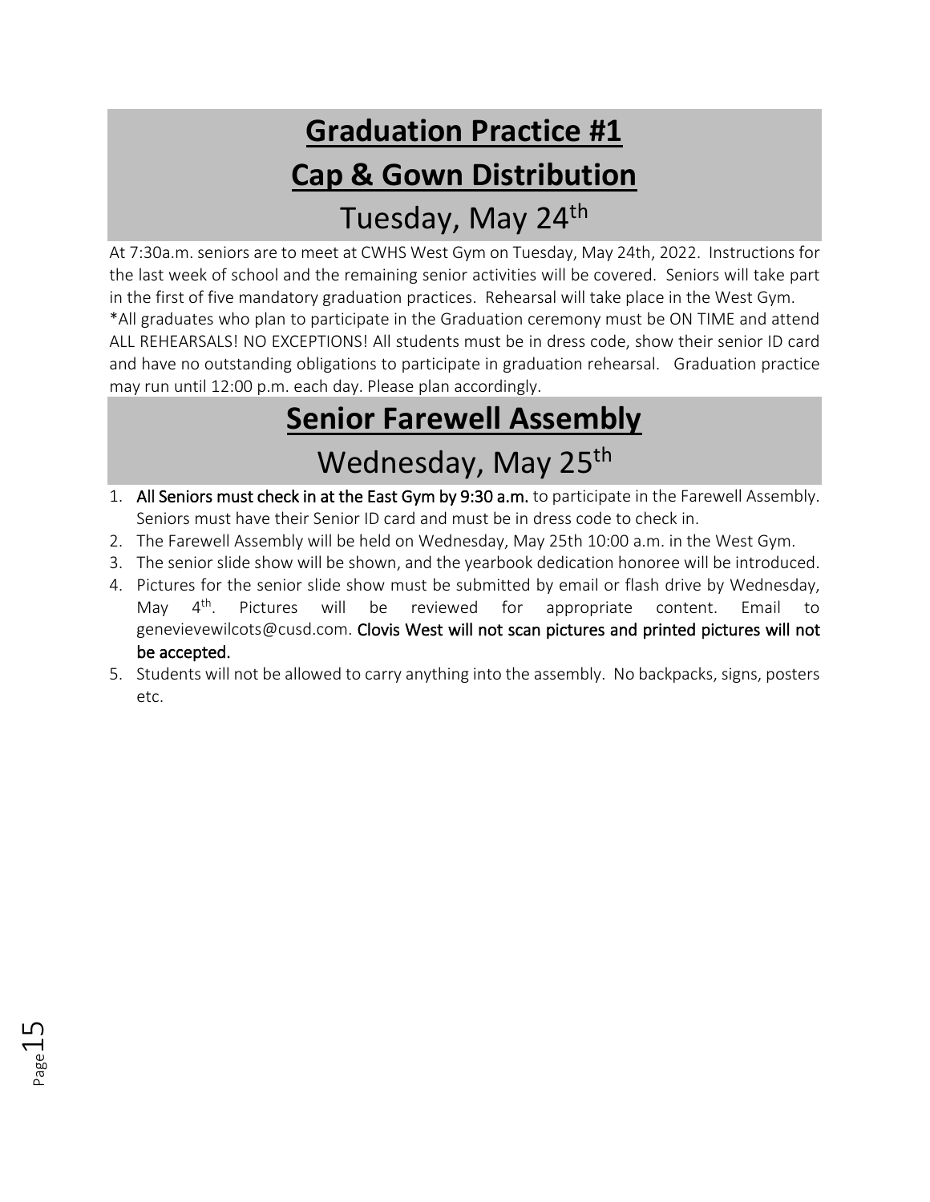# Graduation Practice #1

# Cap & Gown Distribution

## Tuesday, May 24th

At 7:30a.m. seniors are to meet at CWHS West Gym on Tuesday, May 24th, 2022. Instructions for the last week of school and the remaining senior activities will be covered. Seniors will take part in the first of five mandatory graduation practices. Rehearsal will take place in the West Gym.

*All graduates who plan to participate in the Graduation ceremony must be ON TIME and attend ALL REHEARSALS! NO EXCEPTIONS! All students must be in dress code, show their senior ID card and have no outstanding obligations to participate in graduation rehearsal. Graduation practice may run until 12:00 p.m. each day. Please plan accordingly.

# Senior Farewell Assembly

## Wednesday, May 25th

1. **All Seniors must check in at the East Gym by 9:30 a.m.** to participate in the Farewell Assembly. Seniors must have their Senior ID card and must be in dress code to check in.
2. The Farewell Assembly will be held on Wednesday, May 25th 10:00 a.m. in the West Gym.
3. The senior slide show will be shown, and the yearbook dedication honoree will be introduced.
4. Pictures for the senior slide show must be submitted by email or flash drive by Wednesday, May 4th. Pictures will be reviewed for appropriate content. Email to genevievewilcots@cusd.com. **Clovis West will not scan pictures and printed pictures will not be accepted.**
5. Students will not be allowed to carry anything into the assembly. No backpacks, signs, posters etc.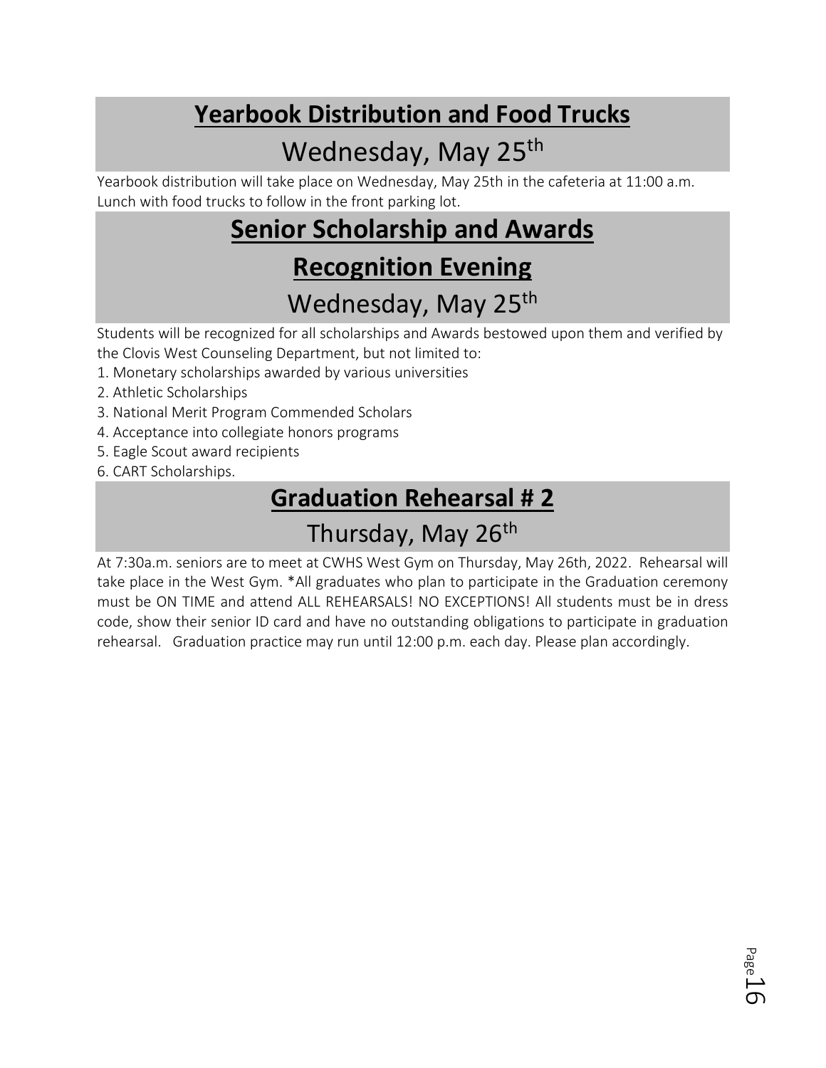## Yearbook Distribution and Food Trucks

### Wednesday, May 25th

Yearbook distribution will take place on Wednesday, May 25th in the cafeteria at 11:00 a.m. Lunch with food trucks to follow in the front parking lot.

## Senior Scholarship and Awards Recognition Evening

### Wednesday, May 25th

Students will be recognized for all scholarships and Awards bestowed upon them and verified by the Clovis West Counseling Department, but not limited to:

1. Monetary scholarships awarded by various universities
2. Athletic Scholarships
3. National Merit Program Commended Scholars
4. Acceptance into collegiate honors programs
5. Eagle Scout award recipients
6. CART Scholarships.

## Graduation Rehearsal # 2

### Thursday, May 26th

At 7:30a.m. seniors are to meet at CWHS West Gym on Thursday, May 26th, 2022. Rehearsal will take place in the West Gym. *All graduates who plan to participate in the Graduation ceremony must be ON TIME and attend ALL REHEARSALS! NO EXCEPTIONS! All students must be in dress code, show their senior ID card and have no outstanding obligations to participate in graduation rehearsal. Graduation practice may run until 12:00 p.m. each day. Please plan accordingly.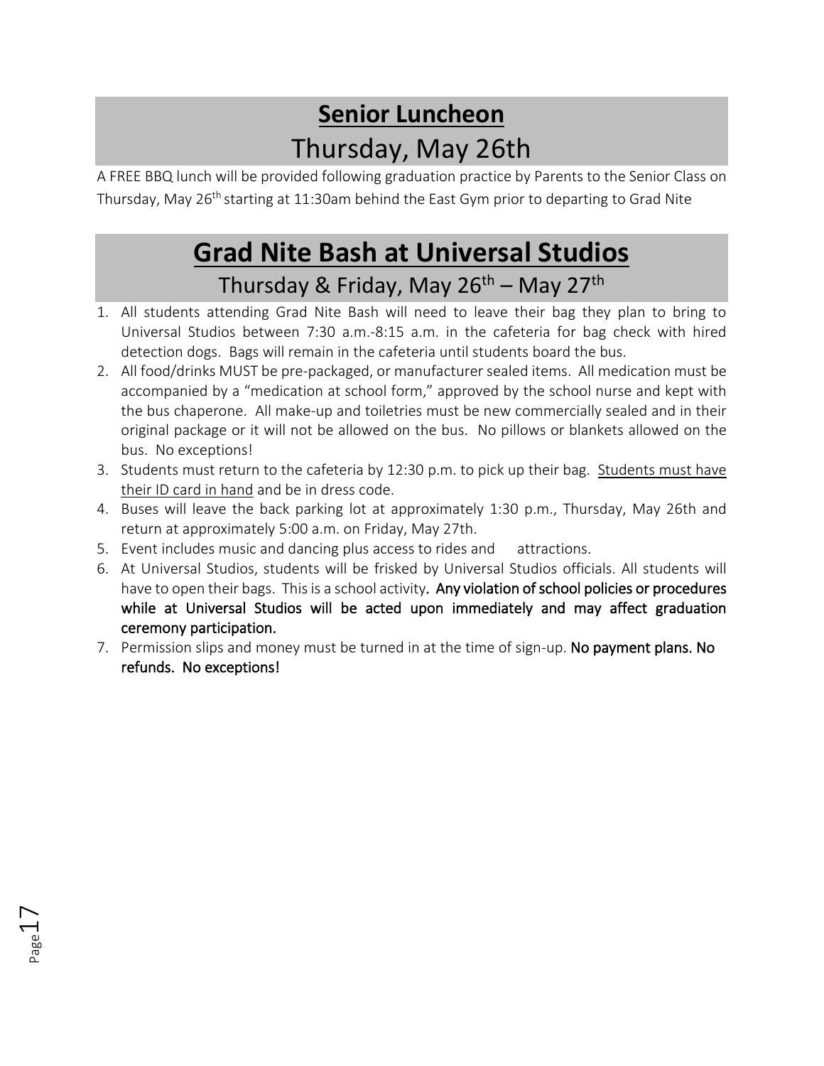## **Senior Luncheon**

## Thursday, May 26th

A FREE BBQ lunch will be provided following graduation practice by Parents to the Senior Class on Thursday, May 26th starting at 11:30am behind the East Gym prior to departing to Grad Nite

## **Grad Nite Bash at Universal Studios**

### Thursday & Friday, May 26th – May 27th

1. All students attending Grad Nite Bash will need to leave their bag they plan to bring to Universal Studios between 7:30 a.m.-8:15 a.m. in the cafeteria for bag check with hired detection dogs. Bags will remain in the cafeteria until students board the bus.
2. All food/drinks MUST be pre-packaged, or manufacturer sealed items. All medication must be accompanied by a "medication at school form," approved by the school nurse and kept with the bus chaperone. All make-up and toiletries must be new commercially sealed and in their original package or it will not be allowed on the bus. No pillows or blankets allowed on the bus. No exceptions!
3. Students must return to the cafeteria by 12:30 p.m. to pick up their bag. Students must have their ID card in hand and be in dress code.
4. Buses will leave the back parking lot at approximately 1:30 p.m., Thursday, May 26th and return at approximately 5:00 a.m. on Friday, May 27th.
5. Event includes music and dancing plus access to rides and attractions.
6. At Universal Studios, students will be frisked by Universal Studios officials. All students will have to open their bags. This is a school activity. **Any violation of school policies or procedures while at Universal Studios will be acted upon immediately and may affect graduation ceremony participation.**
7. Permission slips and money must be turned in at the time of sign-up. **No payment plans. No refunds. No exceptions!**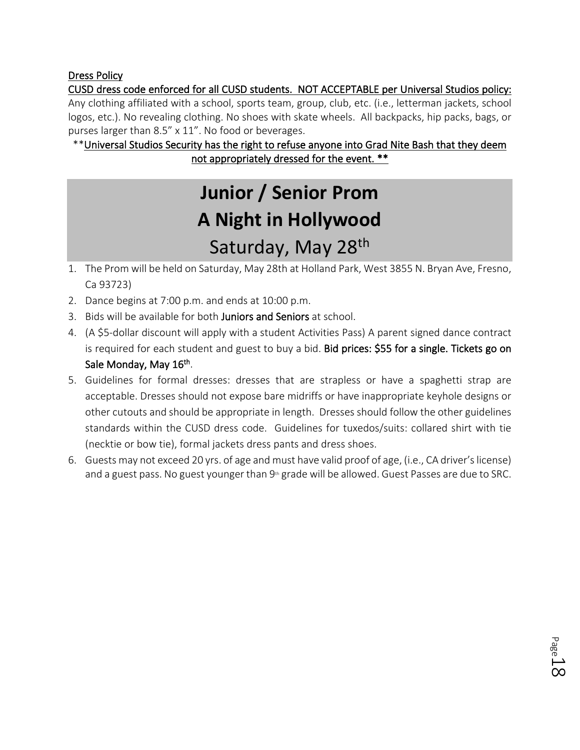Dress Policy

CUSD dress code enforced for all CUSD students. NOT ACCEPTABLE per Universal Studios policy:
Any clothing affiliated with a school, sports team, group, club, etc. (i.e., letterman jackets, school logos, etc.). No revealing clothing. No shoes with skate wheels. All backpacks, hip packs, bags, or purses larger than 8.5" x 11". No food or beverages.

**Universal Studios Security has the right to refuse anyone into Grad Nite Bash that they deem not appropriately dressed for the event. **

# Junior / Senior Prom
# A Night in Hollywood
## Saturday, May 28th

1. The Prom will be held on Saturday, May 28th at Holland Park, West 3855 N. Bryan Ave, Fresno, Ca 93723)
2. Dance begins at 7:00 p.m. and ends at 10:00 p.m.
3. Bids will be available for both **Juniors and Seniors** at school.
4. (A $5-dollar discount will apply with a student Activities Pass) A parent signed dance contract is required for each student and guest to buy a bid. **Bid prices: $55 for a single. Tickets go on Sale Monday, May 16th**.
5. Guidelines for formal dresses: dresses that are strapless or have a spaghetti strap are acceptable. Dresses should not expose bare midriffs or have inappropriate keyhole designs or other cutouts and should be appropriate in length. Dresses should follow the other guidelines standards within the CUSD dress code. Guidelines for tuxedos/suits: collared shirt with tie (necktie or bow tie), formal jackets dress pants and dress shoes.
6. Guests may not exceed 20 yrs. of age and must have valid proof of age, (i.e., CA driver's license) and a guest pass. No guest younger than 9th grade will be allowed. Guest Passes are due to SRC.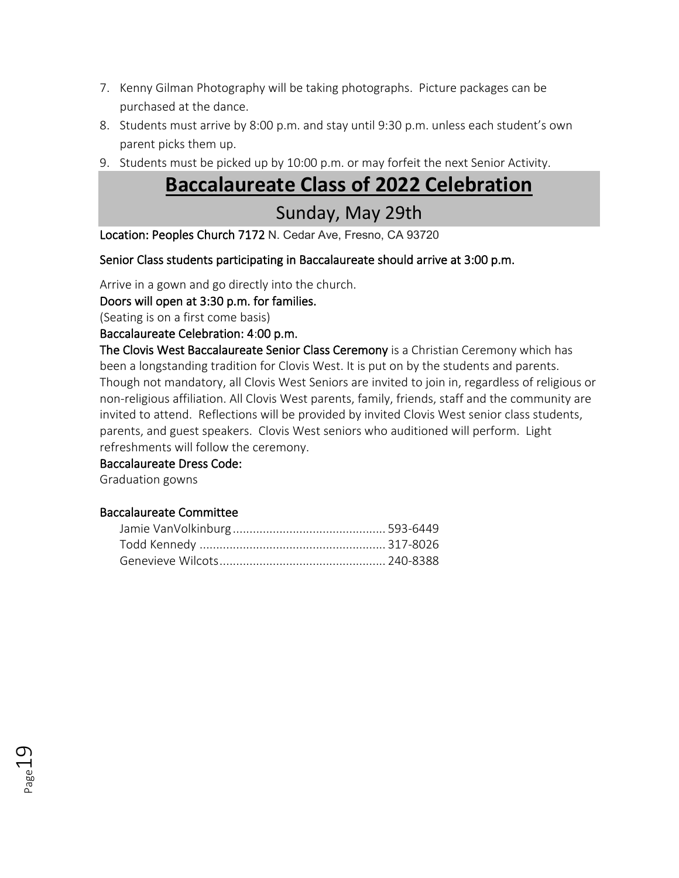7. Kenny Gilman Photography will be taking photographs. Picture packages can be purchased at the dance.
8. Students must arrive by 8:00 p.m. and stay until 9:30 p.m. unless each student's own parent picks them up.
9. Students must be picked up by 10:00 p.m. or may forfeit the next Senior Activity.

# Baccalaureate Class of 2022 Celebration

## Sunday, May 29th

**Location: Peoples Church 7172** N. Cedar Ave, Fresno, CA 93720

**Senior Class students participating in Baccalaureate should arrive at 3:00 p.m.**

Arrive in a gown and go directly into the church.

**Doors will open at 3:30 p.m. for families.**

(Seating is on a first come basis)

**Baccalaureate Celebration: 4:00 p.m.**

**The Clovis West Baccalaureate Senior Class Ceremony** is a Christian Ceremony which has been a longstanding tradition for Clovis West. It is put on by the students and parents. Though not mandatory, all Clovis West Seniors are invited to join in, regardless of religious or non-religious affiliation. All Clovis West parents, family, friends, staff and the community are invited to attend. Reflections will be provided by invited Clovis West senior class students, parents, and guest speakers. Clovis West seniors who auditioned will perform. Light refreshments will follow the ceremony.

**Baccalaureate Dress Code:**

Graduation gowns

**Baccalaureate Committee**

Jamie VanVolkinburg ............................................. 593-6449
Todd Kennedy ....................................................... 317-8026
Genevieve Wilcots................................................. 240-8388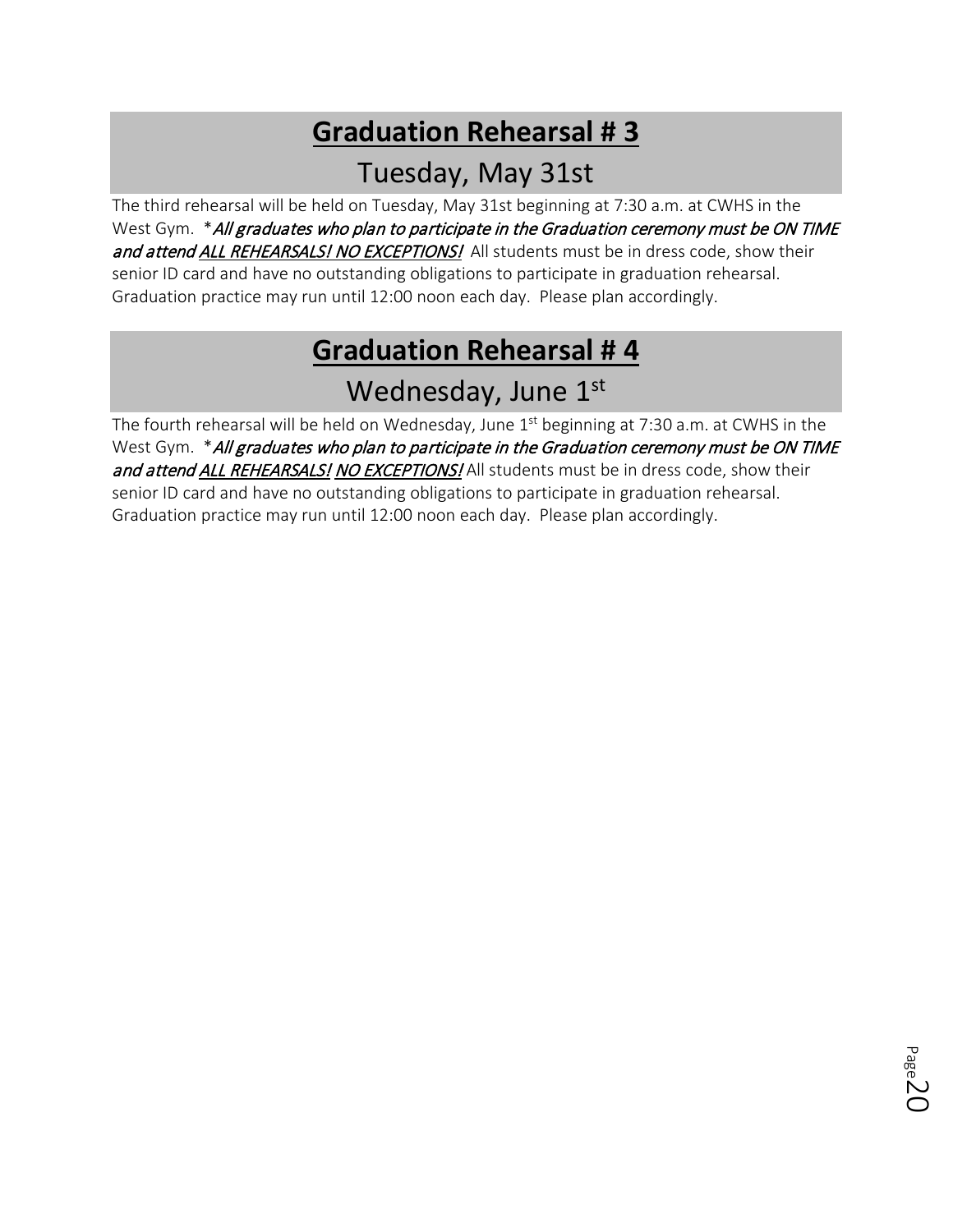## **Graduation Rehearsal # 3**

Tuesday, May 31st

The third rehearsal will be held on Tuesday, May 31st beginning at 7:30 a.m. at CWHS in the West Gym. ****All graduates who plan to participate in the Graduation ceremony must be ON TIME and attend ALL REHEARSALS! NO EXCEPTIONS!*** All students must be in dress code, show their senior ID card and have no outstanding obligations to participate in graduation rehearsal. Graduation practice may run until 12:00 noon each day. Please plan accordingly.

## **Graduation Rehearsal # 4**

Wednesday, June 1st

The fourth rehearsal will be held on Wednesday, June 1st beginning at 7:30 a.m. at CWHS in the West Gym. ****All graduates who plan to participate in the Graduation ceremony must be ON TIME and attend ALL REHEARSALS! NO EXCEPTIONS!*** All students must be in dress code, show their senior ID card and have no outstanding obligations to participate in graduation rehearsal. Graduation practice may run until 12:00 noon each day. Please plan accordingly.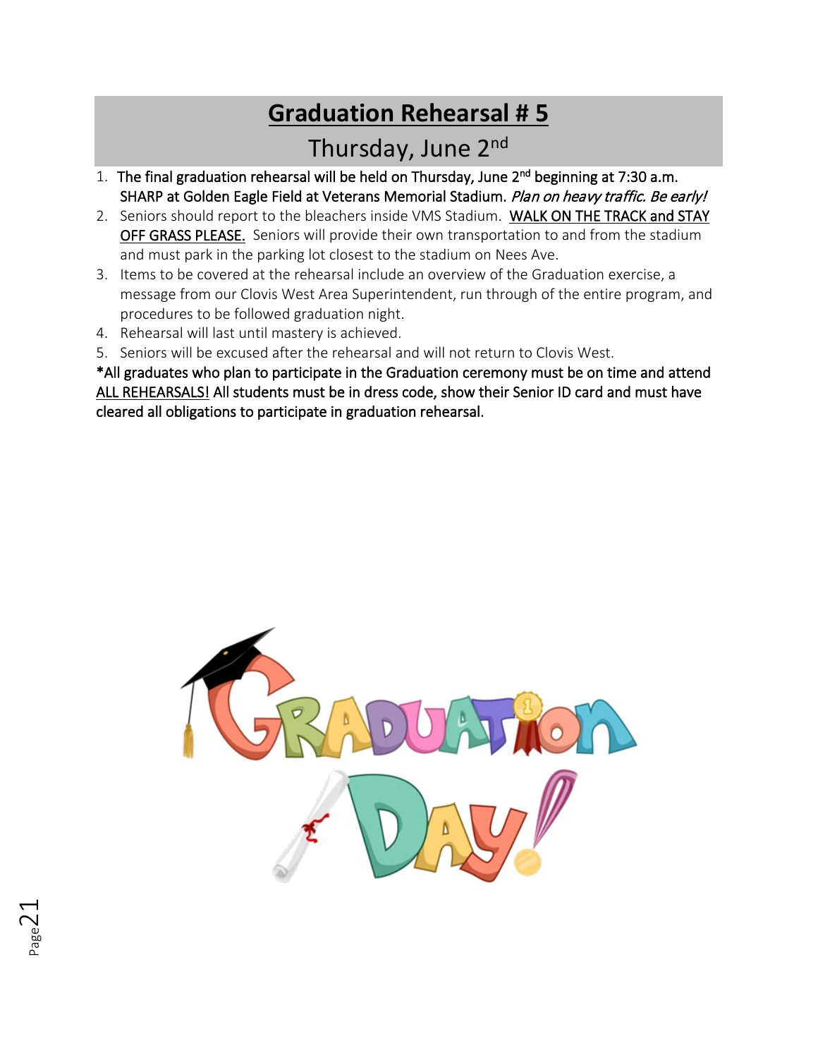# Graduation Rehearsal # 5

## Thursday, June 2nd

1. **The final graduation rehearsal will be held on Thursday, June 2nd beginning at 7:30 a.m. SHARP at Golden Eagle Field at Veterans Memorial Stadium.** ***Plan on heavy traffic. Be early!***
2. Seniors should report to the bleachers inside VMS Stadium. **WALK ON THE TRACK and STAY OFF GRASS PLEASE.** Seniors will provide their own transportation to and from the stadium and must park in the parking lot closest to the stadium on Nees Ave.
3. Items to be covered at the rehearsal include an overview of the Graduation exercise, a message from our Clovis West Area Superintendent, run through of the entire program, and procedures to be followed graduation night.
4. Rehearsal will last until mastery is achieved.
5. Seniors will be excused after the rehearsal and will not return to Clovis West.

**\*All graduates who plan to participate in the Graduation ceremony must be on time and attend ALL REHEARSALS! All students must be in dress code, show their Senior ID card and must have cleared all obligations to participate in graduation rehearsal.**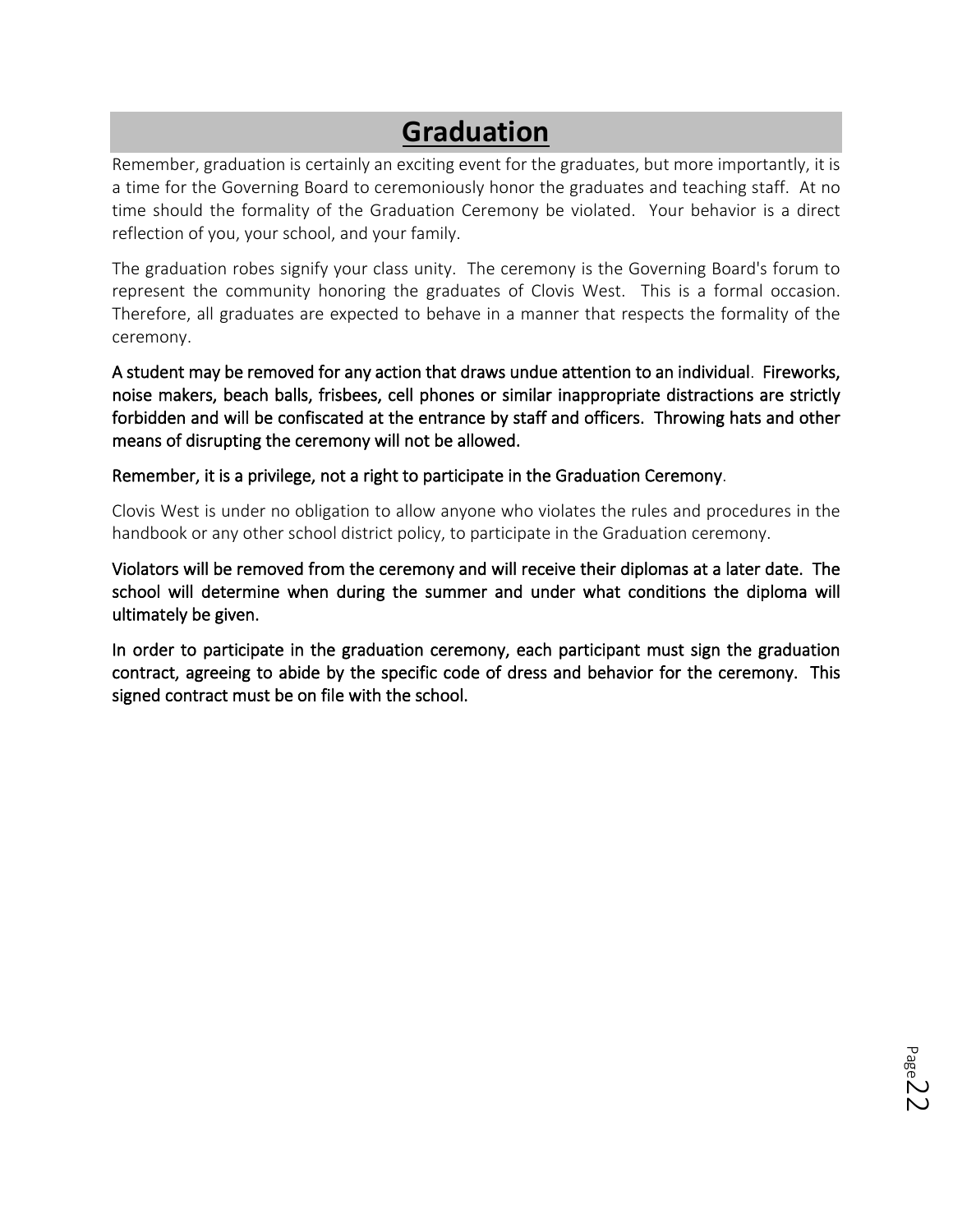# Graduation

Remember, graduation is certainly an exciting event for the graduates, but more importantly, it is a time for the Governing Board to ceremoniously honor the graduates and teaching staff. At no time should the formality of the Graduation Ceremony be violated. Your behavior is a direct reflection of you, your school, and your family.

The graduation robes signify your class unity. The ceremony is the Governing Board's forum to represent the community honoring the graduates of Clovis West. This is a formal occasion. Therefore, all graduates are expected to behave in a manner that respects the formality of the ceremony.

A student may be removed for any action that draws undue attention to an individual. Fireworks, noise makers, beach balls, frisbees, cell phones or similar inappropriate distractions are strictly forbidden and will be confiscated at the entrance by staff and officers. Throwing hats and other means of disrupting the ceremony will not be allowed.

Remember, it is a privilege, not a right to participate in the Graduation Ceremony.

Clovis West is under no obligation to allow anyone who violates the rules and procedures in the handbook or any other school district policy, to participate in the Graduation ceremony.

Violators will be removed from the ceremony and will receive their diplomas at a later date. The school will determine when during the summer and under what conditions the diploma will ultimately be given.

In order to participate in the graduation ceremony, each participant must sign the graduation contract, agreeing to abide by the specific code of dress and behavior for the ceremony. This signed contract must be on file with the school.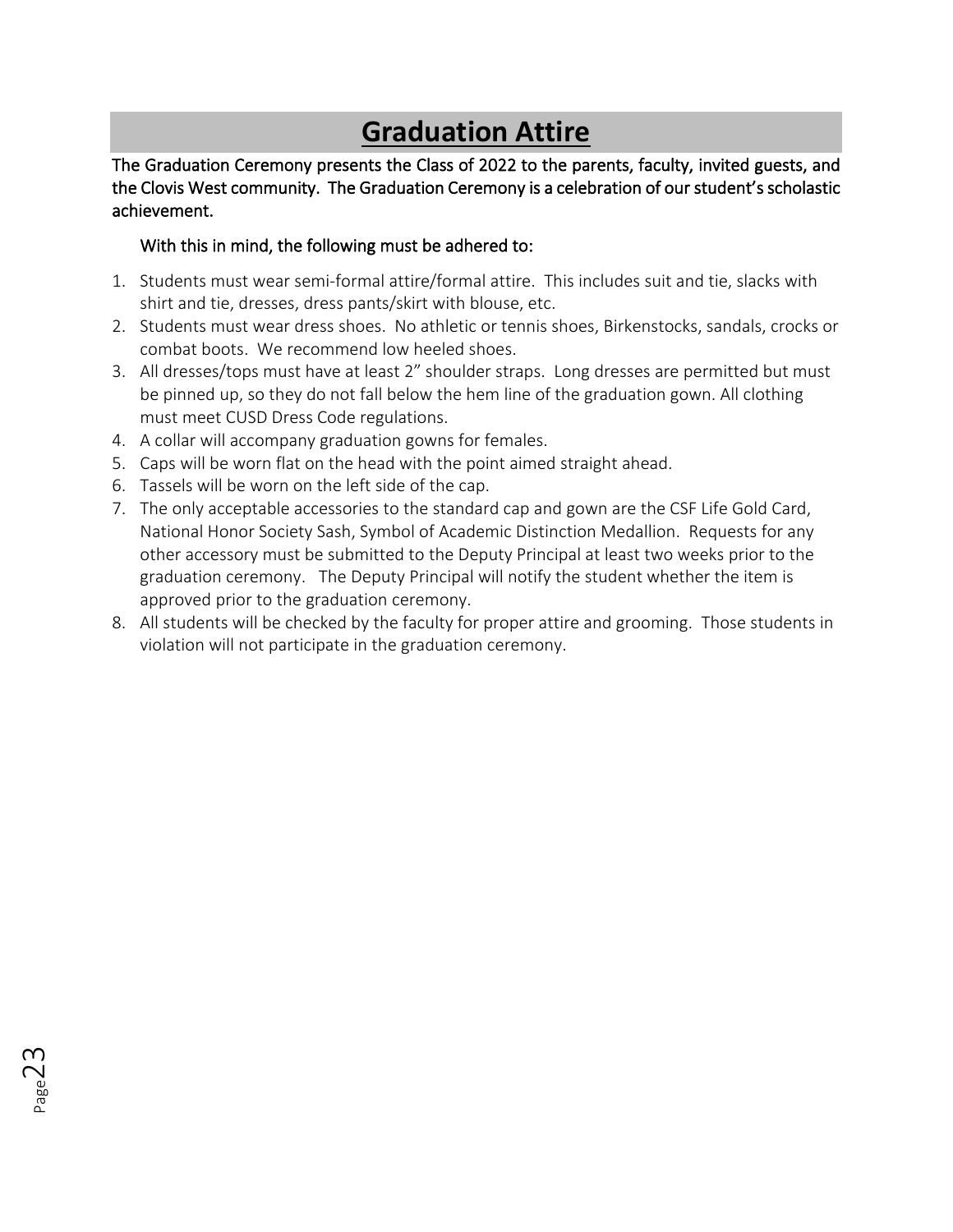# **Graduation Attire**

**The Graduation Ceremony presents the Class of 2022 to the parents, faculty, invited guests, and the Clovis West community. The Graduation Ceremony is a celebration of our student's scholastic achievement.**

With this in mind, the following must be adhered to:

1. Students must wear semi-formal attire/formal attire. This includes suit and tie, slacks with shirt and tie, dresses, dress pants/skirt with blouse, etc.
2. Students must wear dress shoes. No athletic or tennis shoes, Birkenstocks, sandals, crocks or combat boots. We recommend low heeled shoes.
3. All dresses/tops must have at least 2" shoulder straps. Long dresses are permitted but must be pinned up, so they do not fall below the hem line of the graduation gown. All clothing must meet CUSD Dress Code regulations.
4. A collar will accompany graduation gowns for females.
5. Caps will be worn flat on the head with the point aimed straight ahead.
6. Tassels will be worn on the left side of the cap.
7. The only acceptable accessories to the standard cap and gown are the CSF Life Gold Card, National Honor Society Sash, Symbol of Academic Distinction Medallion. Requests for any other accessory must be submitted to the Deputy Principal at least two weeks prior to the graduation ceremony. The Deputy Principal will notify the student whether the item is approved prior to the graduation ceremony.
8. All students will be checked by the faculty for proper attire and grooming. Those students in violation will not participate in the graduation ceremony.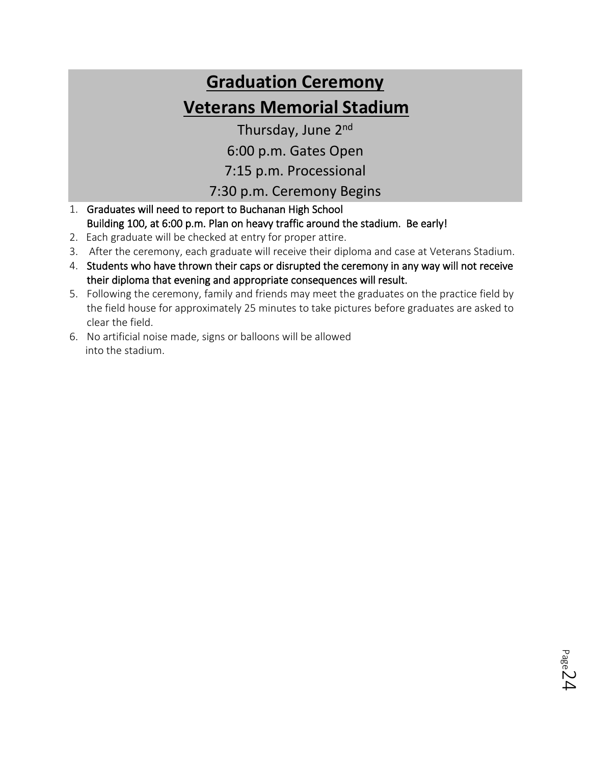# Graduation Ceremony

# Veterans Memorial Stadium

Thursday, June 2nd

6:00 p.m. Gates Open

7:15 p.m. Processional

7:30 p.m. Ceremony Begins

1. Graduates will need to report to Buchanan High School Building 100, at 6:00 p.m. Plan on heavy traffic around the stadium. Be early!
2. Each graduate will be checked at entry for proper attire.
3. After the ceremony, each graduate will receive their diploma and case at Veterans Stadium.
4. Students who have thrown their caps or disrupted the ceremony in any way will not receive their diploma that evening and appropriate consequences will result.
5. Following the ceremony, family and friends may meet the graduates on the practice field by the field house for approximately 25 minutes to take pictures before graduates are asked to clear the field.
6. No artificial noise made, signs or balloons will be allowed into the stadium.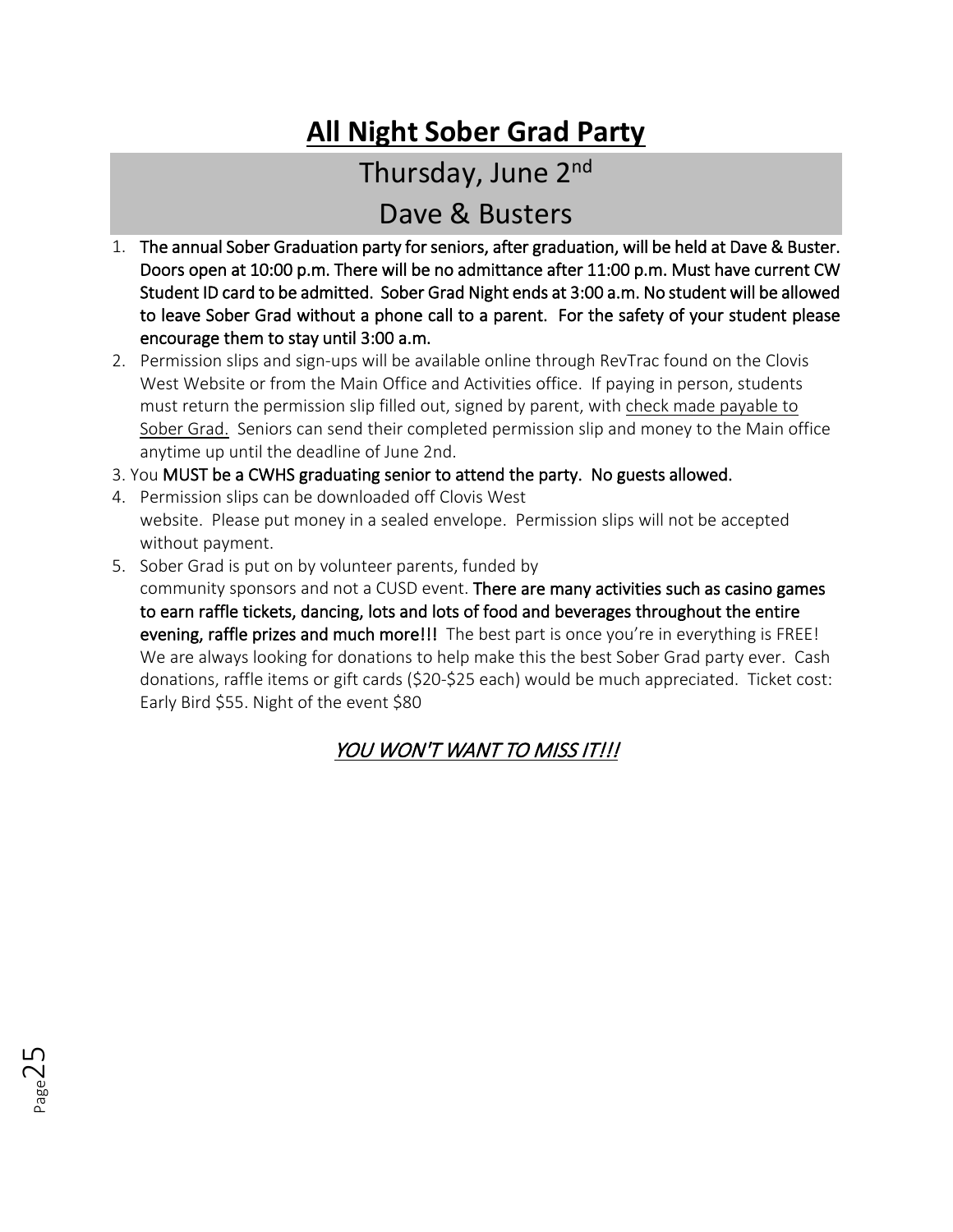# **All Night Sober Grad Party**

## Thursday, June 2nd

## Dave & Busters

1. **The annual Sober Graduation party for seniors, after graduation, will be held at Dave & Buster. Doors open at 10:00 p.m. There will be no admittance after 11:00 p.m. Must have current CW Student ID card to be admitted. Sober Grad Night ends at 3:00 a.m. No student will be allowed to leave Sober Grad without a phone call to a parent. For the safety of your student please encourage them to stay until 3:00 a.m.**
2. Permission slips and sign-ups will be available online through RevTrac found on the Clovis West Website or from the Main Office and Activities office. If paying in person, students must return the permission slip filled out, signed by parent, with <u>check made payable to Sober Grad.</u> Seniors can send their completed permission slip and money to the Main office anytime up until the deadline of June 2nd.
3. You **MUST be a CWHS graduating senior to attend the party. No guests allowed.**
4. Permission slips can be downloaded off Clovis West website. Please put money in a sealed envelope. Permission slips will not be accepted without payment.
5. Sober Grad is put on by volunteer parents, funded by community sponsors and not a CUSD event. **There are many activities such as casino games to earn raffle tickets, dancing, lots and lots of food and beverages throughout the entire evening, raffle prizes and much more!!!** The best part is once you're in everything is FREE! We are always looking for donations to help make this the best Sober Grad party ever. Cash donations, raffle items or gift cards ($20-$25 each) would be much appreciated. Ticket cost: Early Bird $55. Night of the event $80

***<u>YOU WON'T WANT TO MISS IT!!!</u>***